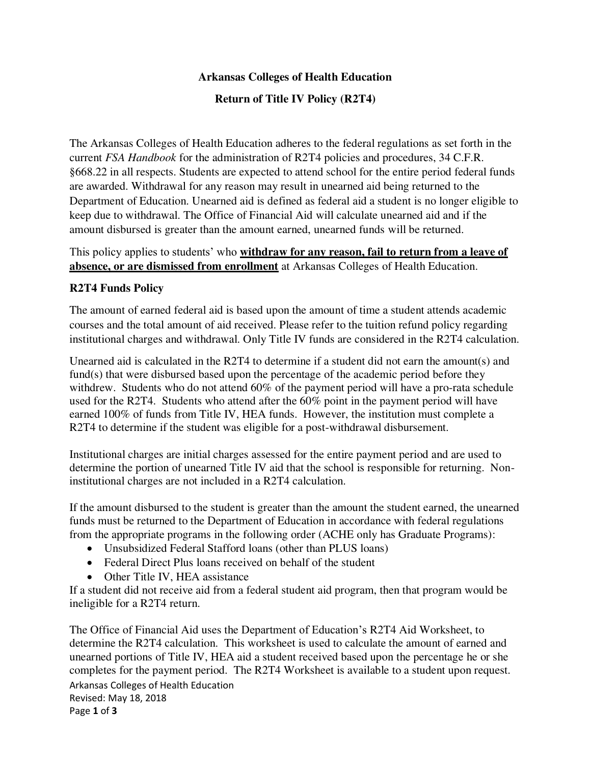# Arkansas Colleges of Health Education

## Return of Title IV Policy (R2T4)

The Arkansas Colleges of Health Education adheres to the federal regulations as set forth in the current *FSA Handbook* for the administration of R2T4 policies and procedures, 34 C.F.R. §668.22 in all respects. Students are expected to attend school for the entire period federal funds are awarded. Withdrawal for any reason may result in unearned aid being returned to the Department of Education. Unearned aid is defined as federal aid a student is no longer eligible to keep due to withdrawal. The Office of Financial Aid will calculate unearned aid and if the amount disbursed is greater than the amount earned, unearned funds will be returned.

This policy applies to students' who **withdraw for any reason, fail to return from a leave of absence, or are dismissed from enrollment** at Arkansas Colleges of Health Education.

### R2T4 Funds Policy

The amount of earned federal aid is based upon the amount of time a student attends academic courses and the total amount of aid received. Please refer to the tuition refund policy regarding institutional charges and withdrawal. Only Title IV funds are considered in the R2T4 calculation.

Unearned aid is calculated in the R2T4 to determine if a student did not earn the amount(s) and fund(s) that were disbursed based upon the percentage of the academic period before they withdrew. Students who do not attend 60% of the payment period will have a pro-rata schedule used for the R2T4. Students who attend after the 60% point in the payment period will have earned 100% of funds from Title IV, HEA funds. However, the institution must complete a R2T4 to determine if the student was eligible for a post-withdrawal disbursement.

Institutional charges are initial charges assessed for the entire payment period and are used to determine the portion of unearned Title IV aid that the school is responsible for returning. Non-institutional charges are not included in a R2T4 calculation.

If the amount disbursed to the student is greater than the amount the student earned, the unearned funds must be returned to the Department of Education in accordance with federal regulations from the appropriate programs in the following order (ACHE only has Graduate Programs):

- Unsubsidized Federal Stafford loans (other than PLUS loans)
- Federal Direct Plus loans received on behalf of the student
- Other Title IV, HEA assistance

If a student did not receive aid from a federal student aid program, then that program would be ineligible for a R2T4 return.

The Office of Financial Aid uses the Department of Education's R2T4 Aid Worksheet, to determine the R2T4 calculation. This worksheet is used to calculate the amount of earned and unearned portions of Title IV, HEA aid a student received based upon the percentage he or she completes for the payment period. The R2T4 Worksheet is available to a student upon request.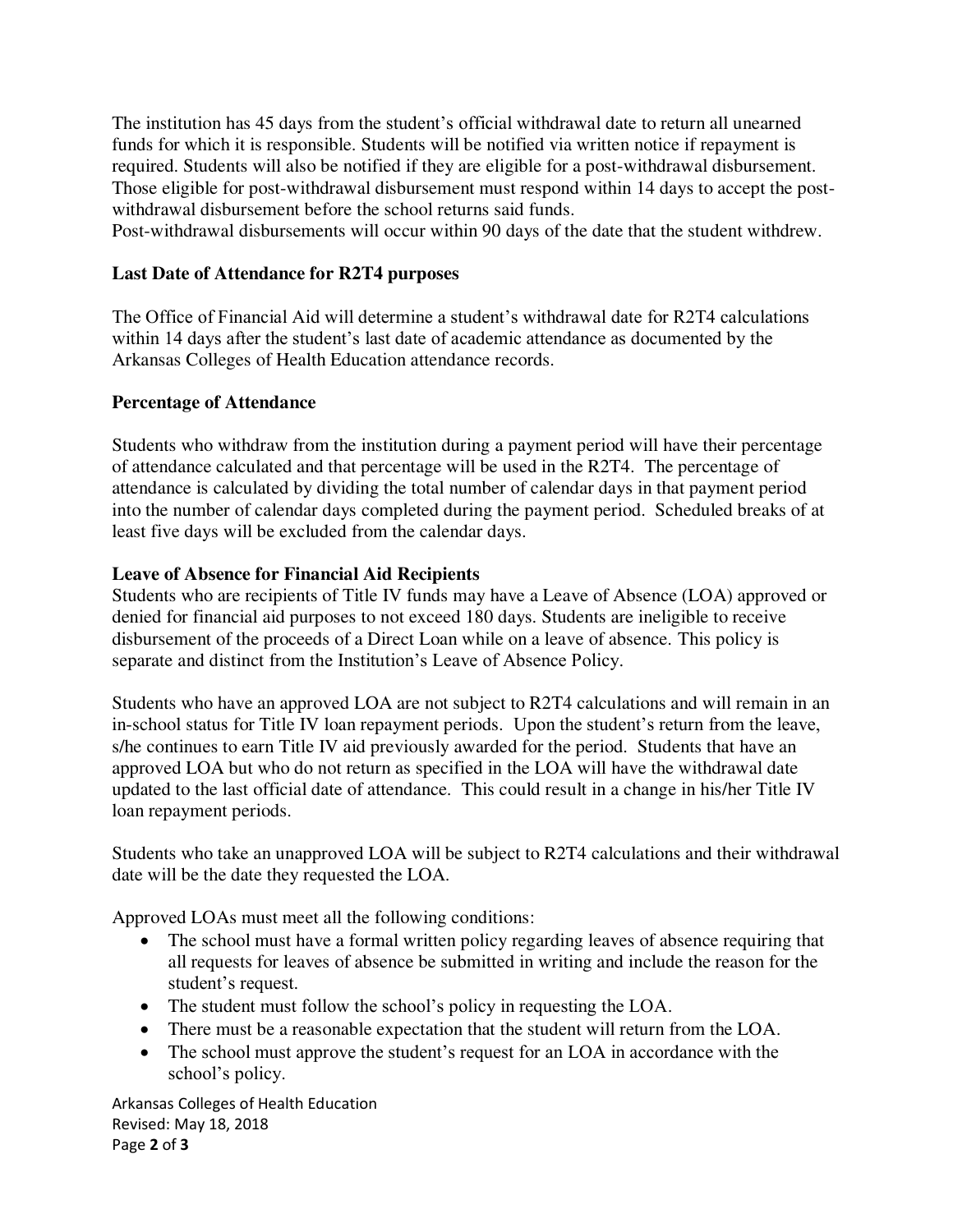The institution has 45 days from the student's official withdrawal date to return all unearned funds for which it is responsible. Students will be notified via written notice if repayment is required. Students will also be notified if they are eligible for a post-withdrawal disbursement. Those eligible for post-withdrawal disbursement must respond within 14 days to accept the post-withdrawal disbursement before the school returns said funds.
Post-withdrawal disbursements will occur within 90 days of the date that the student withdrew.

**Last Date of Attendance for R2T4 purposes**

The Office of Financial Aid will determine a student's withdrawal date for R2T4 calculations within 14 days after the student's last date of academic attendance as documented by the Arkansas Colleges of Health Education attendance records.

**Percentage of Attendance**

Students who withdraw from the institution during a payment period will have their percentage of attendance calculated and that percentage will be used in the R2T4. The percentage of attendance is calculated by dividing the total number of calendar days in that payment period into the number of calendar days completed during the payment period. Scheduled breaks of at least five days will be excluded from the calendar days.

**Leave of Absence for Financial Aid Recipients**

Students who are recipients of Title IV funds may have a Leave of Absence (LOA) approved or denied for financial aid purposes to not exceed 180 days. Students are ineligible to receive disbursement of the proceeds of a Direct Loan while on a leave of absence. This policy is separate and distinct from the Institution's Leave of Absence Policy.

Students who have an approved LOA are not subject to R2T4 calculations and will remain in an in-school status for Title IV loan repayment periods. Upon the student's return from the leave, s/he continues to earn Title IV aid previously awarded for the period. Students that have an approved LOA but who do not return as specified in the LOA will have the withdrawal date updated to the last official date of attendance. This could result in a change in his/her Title IV loan repayment periods.

Students who take an unapproved LOA will be subject to R2T4 calculations and their withdrawal date will be the date they requested the LOA.

Approved LOAs must meet all the following conditions:

- The school must have a formal written policy regarding leaves of absence requiring that all requests for leaves of absence be submitted in writing and include the reason for the student's request.
- The student must follow the school's policy in requesting the LOA.
- There must be a reasonable expectation that the student will return from the LOA.
- The school must approve the student's request for an LOA in accordance with the school's policy.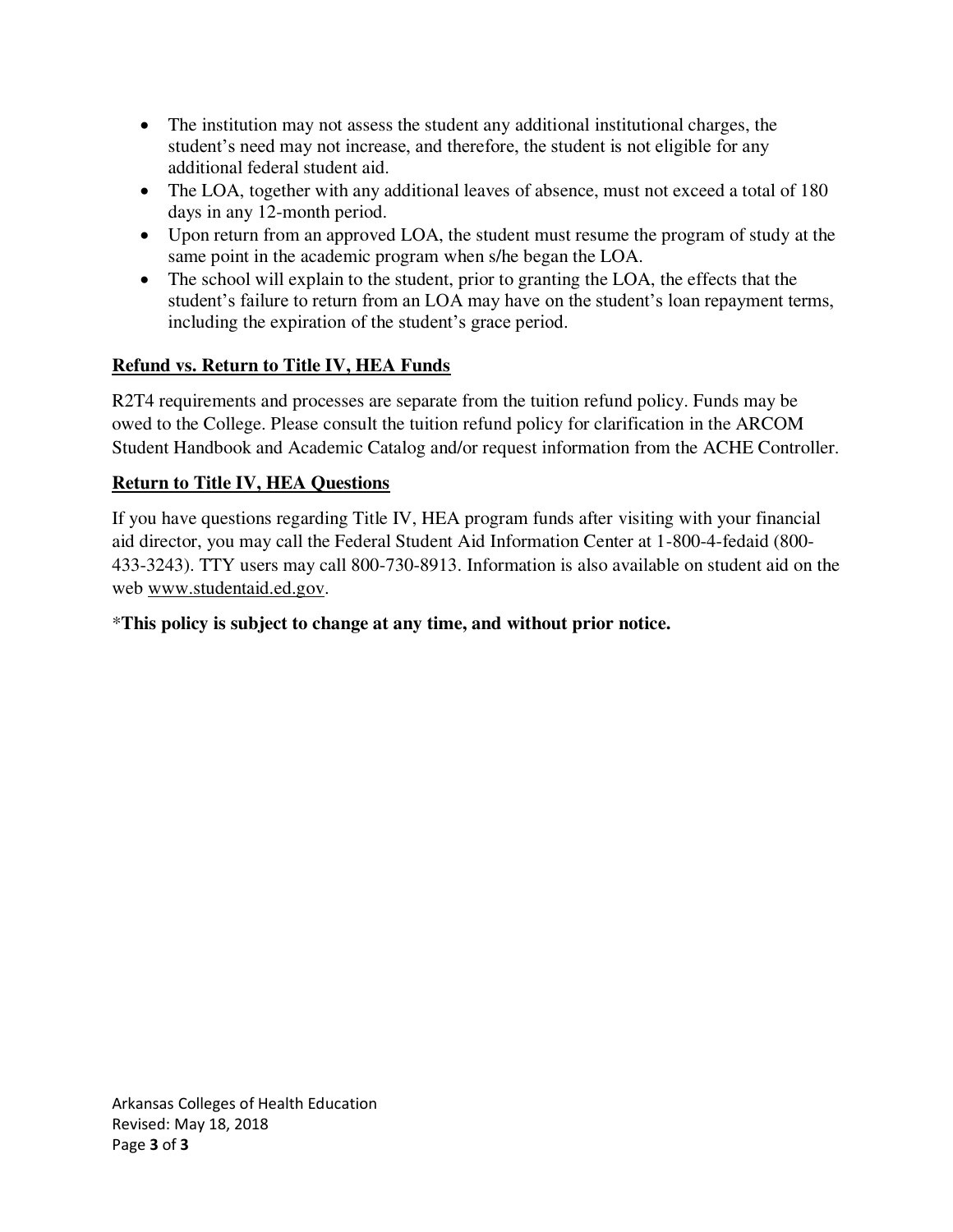- The institution may not assess the student any additional institutional charges, the student's need may not increase, and therefore, the student is not eligible for any additional federal student aid.
- The LOA, together with any additional leaves of absence, must not exceed a total of 180 days in any 12-month period.
- Upon return from an approved LOA, the student must resume the program of study at the same point in the academic program when s/he began the LOA.
- The school will explain to the student, prior to granting the LOA, the effects that the student's failure to return from an LOA may have on the student's loan repayment terms, including the expiration of the student's grace period.

**Refund vs. Return to Title IV, HEA Funds**

R2T4 requirements and processes are separate from the tuition refund policy. Funds may be owed to the College. Please consult the tuition refund policy for clarification in the ARCOM Student Handbook and Academic Catalog and/or request information from the ACHE Controller.

**Return to Title IV, HEA Questions**

If you have questions regarding Title IV, HEA program funds after visiting with your financial aid director, you may call the Federal Student Aid Information Center at 1-800-4-fedaid (800-433-3243). TTY users may call 800-730-8913. Information is also available on student aid on the web www.studentaid.ed.gov.

\***This policy is subject to change at any time, and without prior notice.**

Arkansas Colleges of Health Education
Revised: May 18, 2018